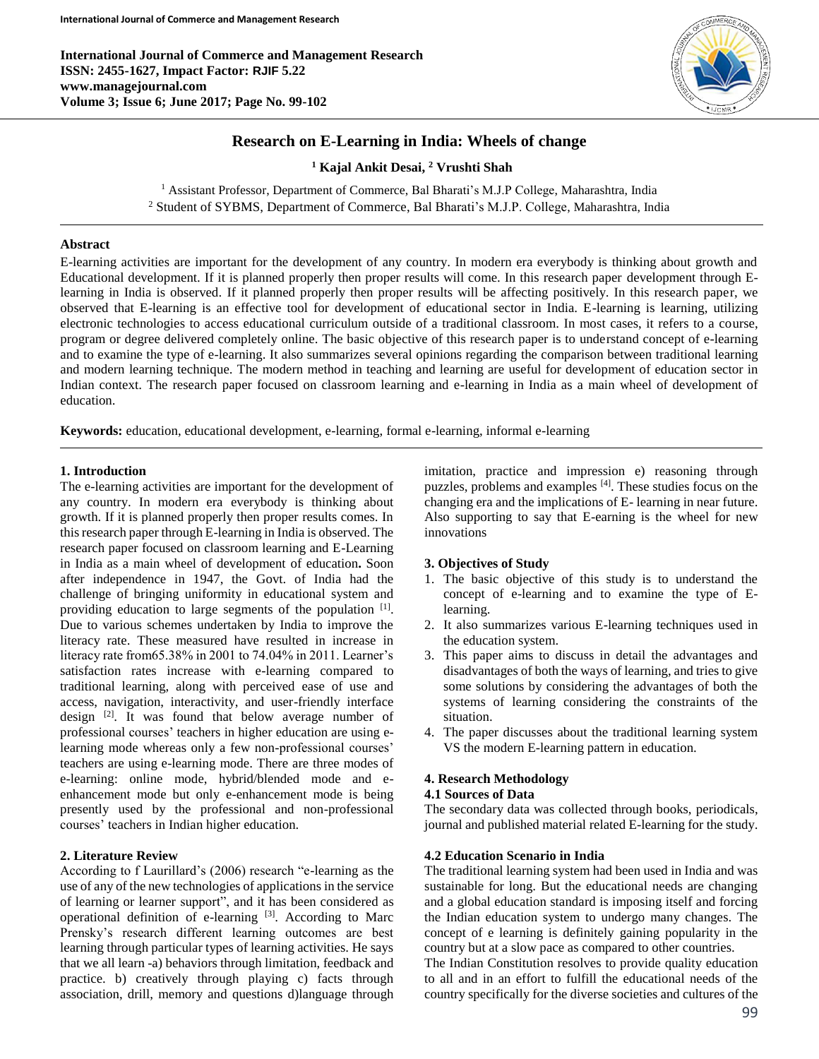# Research on E-Learning in India: Wheels of change

**[1] Kajal Ankit Desai, [2] Vrushti Shah**

[1] Assistant Professor, Department of Commerce, Bal Bharati's M.J.P College, Maharashtra, India
[2] Student of SYBMS, Department of Commerce, Bal Bharati's M.J.P. College, Maharashtra, India

## Abstract

E-learning activities are important for the development of any country. In modern era everybody is thinking about growth and Educational development. If it is planned properly then proper results will come. In this research paper development through E-learning in India is observed. If it planned properly then proper results will be affecting positively. In this research paper, we observed that E-learning is an effective tool for development of educational sector in India. E-learning is learning, utilizing electronic technologies to access educational curriculum outside of a traditional classroom. In most cases, it refers to a course, program or degree delivered completely online. The basic objective of this research paper is to understand concept of e-learning and to examine the type of e-learning. It also summarizes several opinions regarding the comparison between traditional learning and modern learning technique. The modern method in teaching and learning are useful for development of education sector in Indian context. The research paper focused on classroom learning and e-learning in India as a main wheel of development of education.

**Keywords:** education, educational development, e-learning, formal e-learning, informal e-learning

## 1. Introduction

The e-learning activities are important for the development of any country. In modern era everybody is thinking about growth. If it is planned properly then proper results comes. In this research paper through E-learning in India is observed. The research paper focused on classroom learning and E-Learning in India as a main wheel of development of education**.** Soon after independence in 1947, the Govt. of India had the challenge of bringing uniformity in educational system and providing education to large segments of the population [1]. Due to various schemes undertaken by India to improve the literacy rate. These measured have resulted in increase in literacy rate from65.38% in 2001 to 74.04% in 2011. Learner's satisfaction rates increase with e-learning compared to traditional learning, along with perceived ease of use and access, navigation, interactivity, and user-friendly interface design [2]. It was found that below average number of professional courses' teachers in higher education are using e-learning mode whereas only a few non-professional courses' teachers are using e-learning mode. There are three modes of e-learning: online mode, hybrid/blended mode and e-enhancement mode but only e-enhancement mode is being presently used by the professional and non-professional courses' teachers in Indian higher education.

## 2. Literature Review

According to f Laurillard's (2006) research "e-learning as the use of any of the new technologies of applications in the service of learning or learner support", and it has been considered as operational definition of e-learning [3]. According to Marc Prensky's research different learning outcomes are best learning through particular types of learning activities. He says that we all learn -a) behaviors through limitation, feedback and practice. b) creatively through playing c) facts through association, drill, memory and questions d)language through imitation, practice and impression e) reasoning through puzzles, problems and examples [4]. These studies focus on the changing era and the implications of E- learning in near future. Also supporting to say that E-earning is the wheel for new innovations

## 3. Objectives of Study

1. The basic objective of this study is to understand the concept of e-learning and to examine the type of E-learning.
2. It also summarizes various E-learning techniques used in the education system.
3. This paper aims to discuss in detail the advantages and disadvantages of both the ways of learning, and tries to give some solutions by considering the advantages of both the systems of learning considering the constraints of the situation.
4. The paper discusses about the traditional learning system VS the modern E-learning pattern in education.

## 4. Research Methodology

### 4.1 Sources of Data

The secondary data was collected through books, periodicals, journal and published material related E-learning for the study.

### 4.2 Education Scenario in India

The traditional learning system had been used in India and was sustainable for long. But the educational needs are changing and a global education standard is imposing itself and forcing the Indian education system to undergo many changes. The concept of e learning is definitely gaining popularity in the country but at a slow pace as compared to other countries.

The Indian Constitution resolves to provide quality education to all and in an effort to fulfill the educational needs of the country specifically for the diverse societies and cultures of the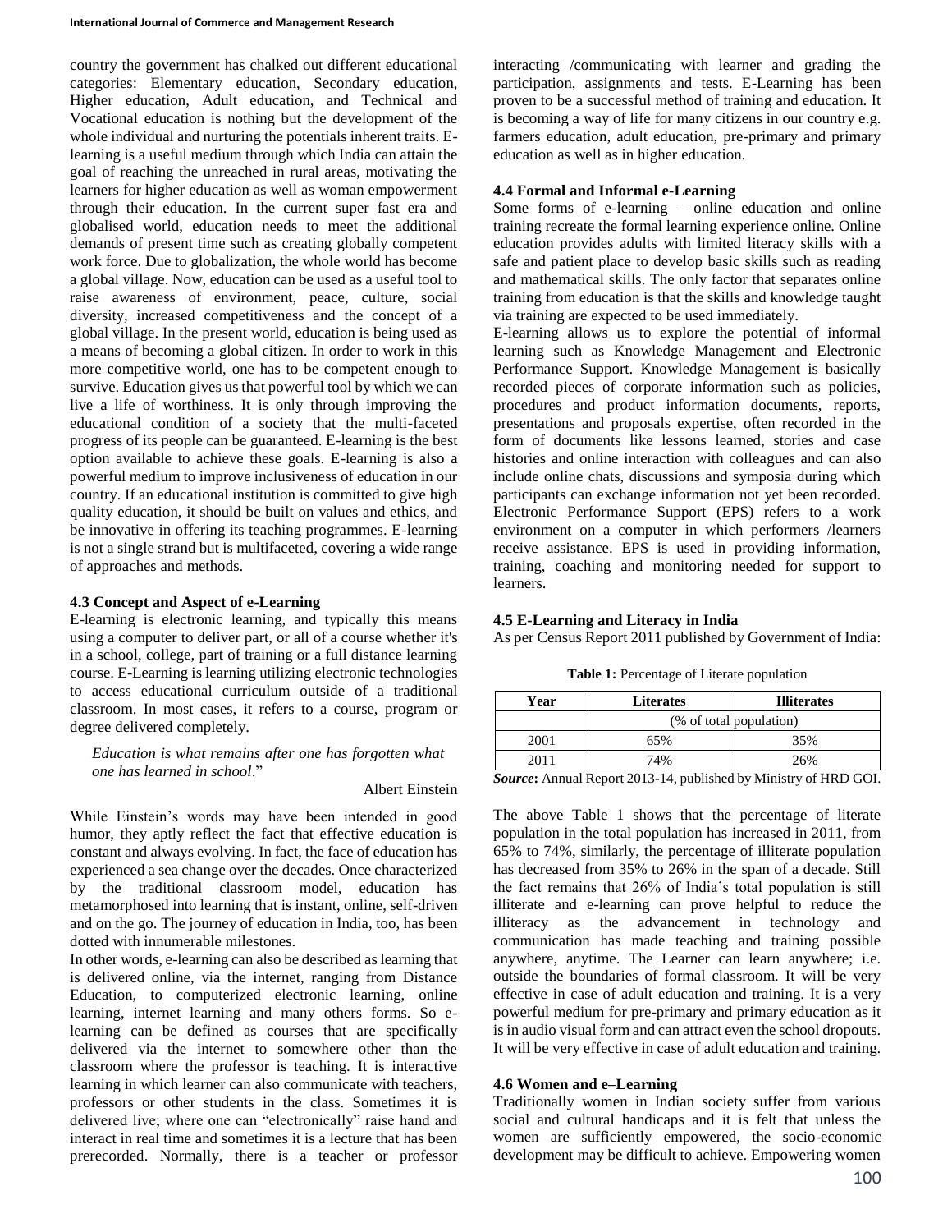country the government has chalked out different educational categories: Elementary education, Secondary education, Higher education, Adult education, and Technical and Vocational education is nothing but the development of the whole individual and nurturing the potentials inherent traits. E-learning is a useful medium through which India can attain the goal of reaching the unreached in rural areas, motivating the learners for higher education as well as woman empowerment through their education. In the current super fast era and globalised world, education needs to meet the additional demands of present time such as creating globally competent work force. Due to globalization, the whole world has become a global village. Now, education can be used as a useful tool to raise awareness of environment, peace, culture, social diversity, increased competitiveness and the concept of a global village. In the present world, education is being used as a means of becoming a global citizen. In order to work in this more competitive world, one has to be competent enough to survive. Education gives us that powerful tool by which we can live a life of worthiness. It is only through improving the educational condition of a society that the multi-faceted progress of its people can be guaranteed. E-learning is the best option available to achieve these goals. E-learning is also a powerful medium to improve inclusiveness of education in our country. If an educational institution is committed to give high quality education, it should be built on values and ethics, and be innovative in offering its teaching programmes. E-learning is not a single strand but is multifaceted, covering a wide range of approaches and methods.

### 4.3 Concept and Aspect of e-Learning

E-learning is electronic learning, and typically this means using a computer to deliver part, or all of a course whether it's in a school, college, part of training or a full distance learning course. E-Learning is learning utilizing electronic technologies to access educational curriculum outside of a traditional classroom. In most cases, it refers to a course, program or degree delivered completely.

> *Education is what remains after one has forgotten what one has learned in school*."
>
> Albert Einstein

While Einstein's words may have been intended in good humor, they aptly reflect the fact that effective education is constant and always evolving. In fact, the face of education has experienced a sea change over the decades. Once characterized by the traditional classroom model, education has metamorphosed into learning that is instant, online, self-driven and on the go. The journey of education in India, too, has been dotted with innumerable milestones.

In other words, e-learning can also be described as learning that is delivered online, via the internet, ranging from Distance Education, to computerized electronic learning, online learning, internet learning and many others forms. So e-learning can be defined as courses that are specifically delivered via the internet to somewhere other than the classroom where the professor is teaching. It is interactive learning in which learner can also communicate with teachers, professors or other students in the class. Sometimes it is delivered live; where one can "electronically" raise hand and interact in real time and sometimes it is a lecture that has been prerecorded. Normally, there is a teacher or professor interacting /communicating with learner and grading the participation, assignments and tests. E-Learning has been proven to be a successful method of training and education. It is becoming a way of life for many citizens in our country e.g. farmers education, adult education, pre-primary and primary education as well as in higher education.

### 4.4 Formal and Informal e-Learning

Some forms of e-learning – online education and online training recreate the formal learning experience online. Online education provides adults with limited literacy skills with a safe and patient place to develop basic skills such as reading and mathematical skills. The only factor that separates online training from education is that the skills and knowledge taught via training are expected to be used immediately.

E-learning allows us to explore the potential of informal learning such as Knowledge Management and Electronic Performance Support. Knowledge Management is basically recorded pieces of corporate information such as policies, procedures and product information documents, reports, presentations and proposals expertise, often recorded in the form of documents like lessons learned, stories and case histories and online interaction with colleagues and can also include online chats, discussions and symposia during which participants can exchange information not yet been recorded. Electronic Performance Support (EPS) refers to a work environment on a computer in which performers /learners receive assistance. EPS is used in providing information, training, coaching and monitoring needed for support to learners.

### 4.5 E-Learning and Literacy in India

As per Census Report 2011 published by Government of India:

**Table 1:** Percentage of Literate population

| Year | Literates | Illiterates |
|---|---|---|
| | (% of total population) | |
| 2001 | 65% | 35% |
| 2011 | 74% | 26% |

***Source*:** Annual Report 2013-14, published by Ministry of HRD GOI.

The above Table 1 shows that the percentage of literate population in the total population has increased in 2011, from 65% to 74%, similarly, the percentage of illiterate population has decreased from 35% to 26% in the span of a decade. Still the fact remains that 26% of India's total population is still illiterate and e-learning can prove helpful to reduce the illiteracy as the advancement in technology and communication has made teaching and training possible anywhere, anytime. The Learner can learn anywhere; i.e. outside the boundaries of formal classroom. It will be very effective in case of adult education and training. It is a very powerful medium for pre-primary and primary education as it is in audio visual form and can attract even the school dropouts. It will be very effective in case of adult education and training.

### 4.6 Women and e–Learning

Traditionally women in Indian society suffer from various social and cultural handicaps and it is felt that unless the women are sufficiently empowered, the socio-economic development may be difficult to achieve. Empowering women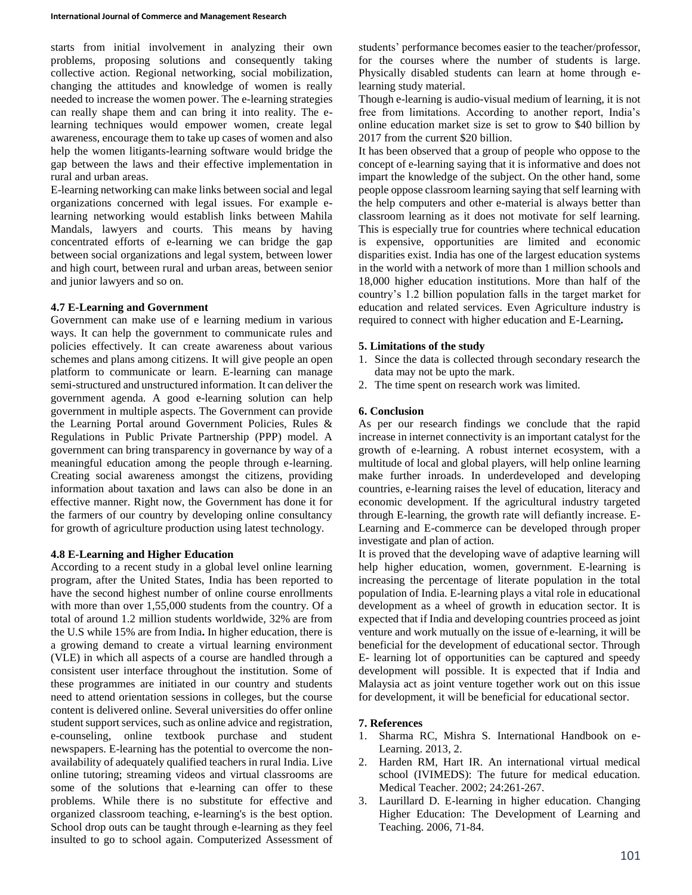starts from initial involvement in analyzing their own problems, proposing solutions and consequently taking collective action. Regional networking, social mobilization, changing the attitudes and knowledge of women is really needed to increase the women power. The e-learning strategies can really shape them and can bring it into reality. The e-learning techniques would empower women, create legal awareness, encourage them to take up cases of women and also help the women litigants-learning software would bridge the gap between the laws and their effective implementation in rural and urban areas.

E-learning networking can make links between social and legal organizations concerned with legal issues. For example e-learning networking would establish links between Mahila Mandals, lawyers and courts. This means by having concentrated efforts of e-learning we can bridge the gap between social organizations and legal system, between lower and high court, between rural and urban areas, between senior and junior lawyers and so on.

### 4.7 E-Learning and Government

Government can make use of e learning medium in various ways. It can help the government to communicate rules and policies effectively. It can create awareness about various schemes and plans among citizens. It will give people an open platform to communicate or learn. E-learning can manage semi-structured and unstructured information. It can deliver the government agenda. A good e-learning solution can help government in multiple aspects. The Government can provide the Learning Portal around Government Policies, Rules & Regulations in Public Private Partnership (PPP) model. A government can bring transparency in governance by way of a meaningful education among the people through e-learning. Creating social awareness amongst the citizens, providing information about taxation and laws can also be done in an effective manner. Right now, the Government has done it for the farmers of our country by developing online consultancy for growth of agriculture production using latest technology.

### 4.8 E-Learning and Higher Education

According to a recent study in a global level online learning program, after the United States, India has been reported to have the second highest number of online course enrollments with more than over 1,55,000 students from the country. Of a total of around 1.2 million students worldwide, 32% are from the U.S while 15% are from India**.** In higher education, there is a growing demand to create a virtual learning environment (VLE) in which all aspects of a course are handled through a consistent user interface throughout the institution. Some of these programmes are initiated in our country and students need to attend orientation sessions in colleges, but the course content is delivered online. Several universities do offer online student support services, such as online advice and registration, e-counseling, online textbook purchase and student newspapers. E-learning has the potential to overcome the non-availability of adequately qualified teachers in rural India. Live online tutoring; streaming videos and virtual classrooms are some of the solutions that e-learning can offer to these problems. While there is no substitute for effective and organized classroom teaching, e-learning's is the best option. School drop outs can be taught through e-learning as they feel insulted to go to school again. Computerized Assessment of students' performance becomes easier to the teacher/professor, for the courses where the number of students is large. Physically disabled students can learn at home through e-learning study material.

Though e-learning is audio-visual medium of learning, it is not free from limitations. According to another report, India's online education market size is set to grow to $40 billion by 2017 from the current $20 billion.

It has been observed that a group of people who oppose to the concept of e-learning saying that it is informative and does not impart the knowledge of the subject. On the other hand, some people oppose classroom learning saying that self learning with the help computers and other e-material is always better than classroom learning as it does not motivate for self learning. This is especially true for countries where technical education is expensive, opportunities are limited and economic disparities exist. India has one of the largest education systems in the world with a network of more than 1 million schools and 18,000 higher education institutions. More than half of the country's 1.2 billion population falls in the target market for education and related services. Even Agriculture industry is required to connect with higher education and E-Learning**.**

## 5. Limitations of the study

1. Since the data is collected through secondary research the data may not be upto the mark.
2. The time spent on research work was limited.

## 6. Conclusion

As per our research findings we conclude that the rapid increase in internet connectivity is an important catalyst for the growth of e-learning. A robust internet ecosystem, with a multitude of local and global players, will help online learning make further inroads. In underdeveloped and developing countries, e-learning raises the level of education, literacy and economic development. If the agricultural industry targeted through E-learning, the growth rate will defiantly increase. E-Learning and E-commerce can be developed through proper investigate and plan of action.

It is proved that the developing wave of adaptive learning will help higher education, women, government. E-learning is increasing the percentage of literate population in the total population of India. E-learning plays a vital role in educational development as a wheel of growth in education sector. It is expected that if India and developing countries proceed as joint venture and work mutually on the issue of e-learning, it will be beneficial for the development of educational sector. Through E- learning lot of opportunities can be captured and speedy development will possible. It is expected that if India and Malaysia act as joint venture together work out on this issue for development, it will be beneficial for educational sector.

## 7. References

1. Sharma RC, Mishra S. International Handbook on e-Learning. 2013, 2.
2. Harden RM, Hart IR. An international virtual medical school (IVIMEDS): The future for medical education. Medical Teacher. 2002; 24:261-267.
3. Laurillard D. E-learning in higher education. Changing Higher Education: The Development of Learning and Teaching. 2006, 71-84.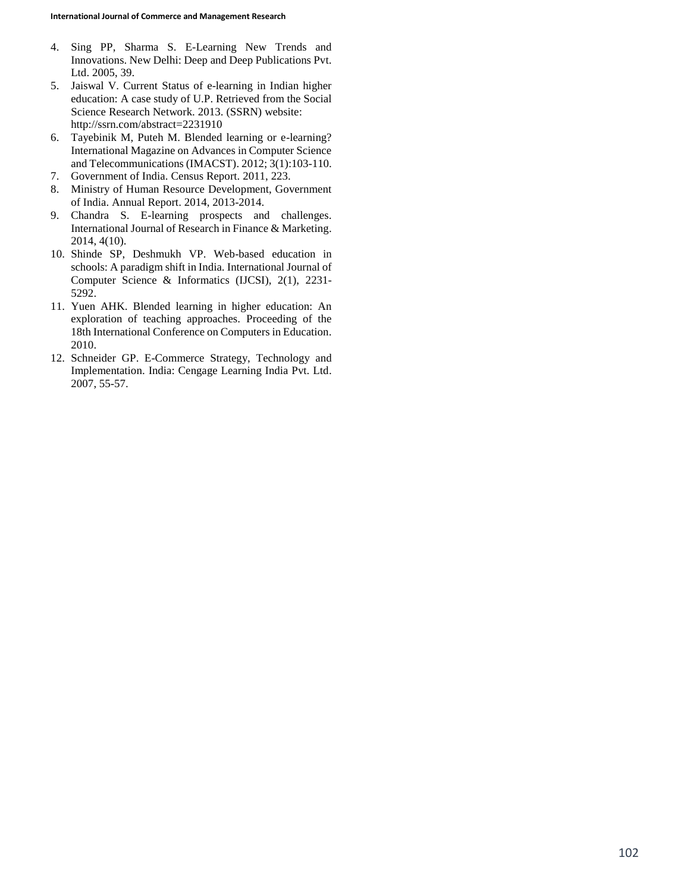4. Sing PP, Sharma S. E-Learning New Trends and Innovations. New Delhi: Deep and Deep Publications Pvt. Ltd. 2005, 39.
5. Jaiswal V. Current Status of e-learning in Indian higher education: A case study of U.P. Retrieved from the Social Science Research Network. 2013. (SSRN) website: http://ssrn.com/abstract=2231910
6. Tayebinik M, Puteh M. Blended learning or e-learning? International Magazine on Advances in Computer Science and Telecommunications (IMACST). 2012; 3(1):103-110.
7. Government of India. Census Report. 2011, 223.
8. Ministry of Human Resource Development, Government of India. Annual Report. 2014, 2013-2014.
9. Chandra S. E-learning prospects and challenges. International Journal of Research in Finance & Marketing. 2014, 4(10).
10. Shinde SP, Deshmukh VP. Web-based education in schools: A paradigm shift in India. International Journal of Computer Science & Informatics (IJCSI), 2(1), 2231-5292.
11. Yuen AHK. Blended learning in higher education: An exploration of teaching approaches. Proceeding of the 18th International Conference on Computers in Education. 2010.
12. Schneider GP. E-Commerce Strategy, Technology and Implementation. India: Cengage Learning India Pvt. Ltd. 2007, 55-57.